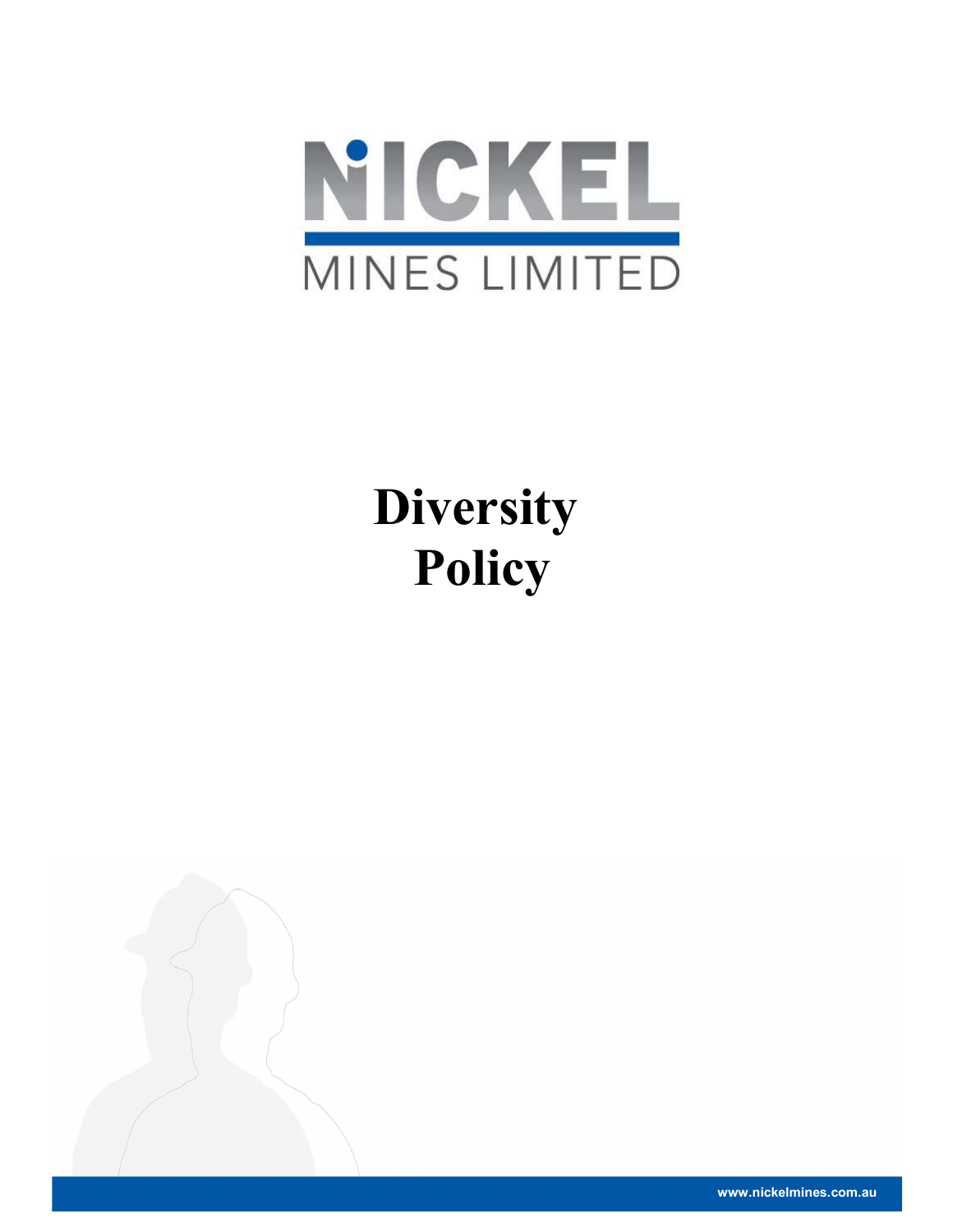NICKEL

MINES LIMITED

# Diversity Policy

www.nickelmines.com.au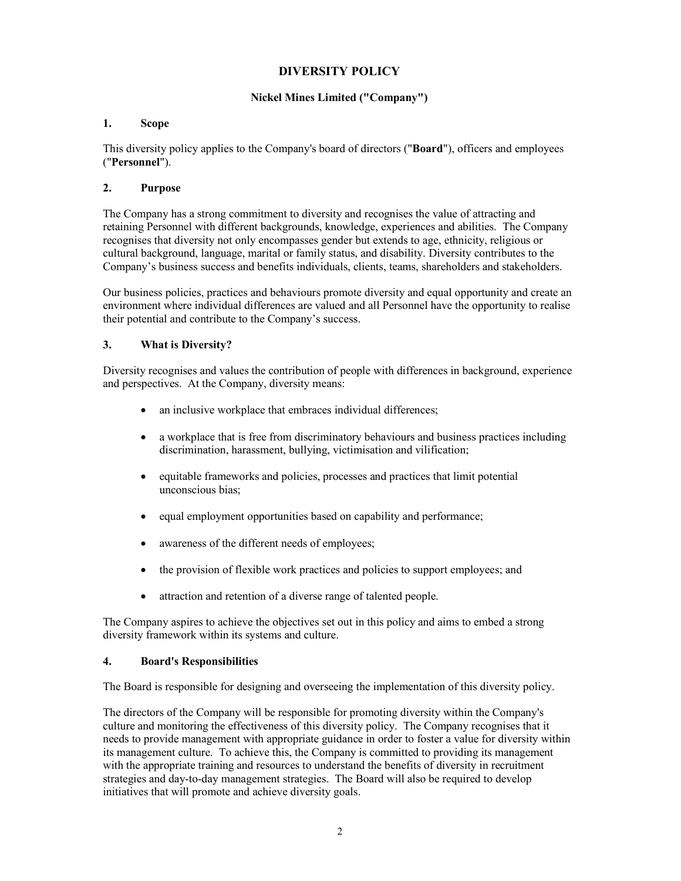# DIVERSITY POLICY

**Nickel Mines Limited ("Company")**

## 1. Scope

This diversity policy applies to the Company's board of directors ("**Board**"), officers and employees ("**Personnel**").

## 2. Purpose

The Company has a strong commitment to diversity and recognises the value of attracting and retaining Personnel with different backgrounds, knowledge, experiences and abilities. The Company recognises that diversity not only encompasses gender but extends to age, ethnicity, religious or cultural background, language, marital or family status, and disability. Diversity contributes to the Company's business success and benefits individuals, clients, teams, shareholders and stakeholders.

Our business policies, practices and behaviours promote diversity and equal opportunity and create an environment where individual differences are valued and all Personnel have the opportunity to realise their potential and contribute to the Company's success.

## 3. What is Diversity?

Diversity recognises and values the contribution of people with differences in background, experience and perspectives. At the Company, diversity means:

- an inclusive workplace that embraces individual differences;
- a workplace that is free from discriminatory behaviours and business practices including discrimination, harassment, bullying, victimisation and vilification;
- equitable frameworks and policies, processes and practices that limit potential unconscious bias;
- equal employment opportunities based on capability and performance;
- awareness of the different needs of employees;
- the provision of flexible work practices and policies to support employees; and
- attraction and retention of a diverse range of talented people.

The Company aspires to achieve the objectives set out in this policy and aims to embed a strong diversity framework within its systems and culture.

## 4. Board's Responsibilities

The Board is responsible for designing and overseeing the implementation of this diversity policy.

The directors of the Company will be responsible for promoting diversity within the Company's culture and monitoring the effectiveness of this diversity policy. The Company recognises that it needs to provide management with appropriate guidance in order to foster a value for diversity within its management culture. To achieve this, the Company is committed to providing its management with the appropriate training and resources to understand the benefits of diversity in recruitment strategies and day-to-day management strategies. The Board will also be required to develop initiatives that will promote and achieve diversity goals.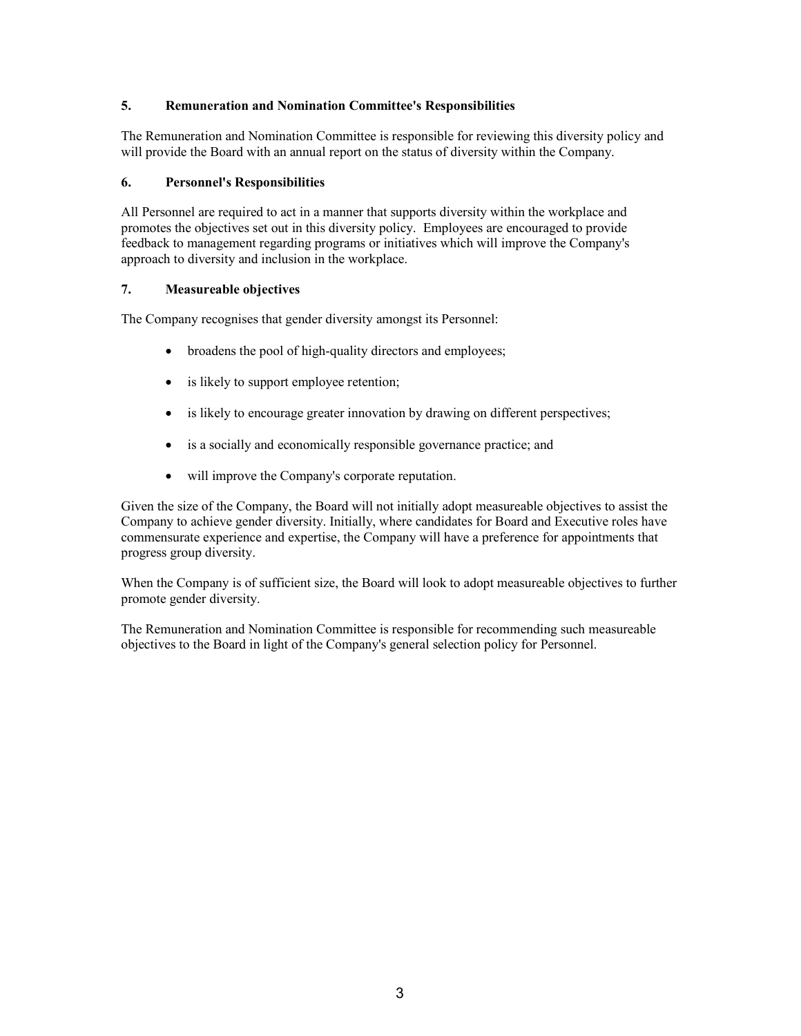### 5. Remuneration and Nomination Committee's Responsibilities

The Remuneration and Nomination Committee is responsible for reviewing this diversity policy and will provide the Board with an annual report on the status of diversity within the Company.

### 6. Personnel's Responsibilities

All Personnel are required to act in a manner that supports diversity within the workplace and promotes the objectives set out in this diversity policy. Employees are encouraged to provide feedback to management regarding programs or initiatives which will improve the Company's approach to diversity and inclusion in the workplace.

### 7. Measureable objectives

The Company recognises that gender diversity amongst its Personnel:

- broadens the pool of high-quality directors and employees;
- is likely to support employee retention;
- is likely to encourage greater innovation by drawing on different perspectives;
- is a socially and economically responsible governance practice; and
- will improve the Company's corporate reputation.

Given the size of the Company, the Board will not initially adopt measureable objectives to assist the Company to achieve gender diversity. Initially, where candidates for Board and Executive roles have commensurate experience and expertise, the Company will have a preference for appointments that progress group diversity.

When the Company is of sufficient size, the Board will look to adopt measureable objectives to further promote gender diversity.

The Remuneration and Nomination Committee is responsible for recommending such measureable objectives to the Board in light of the Company's general selection policy for Personnel.